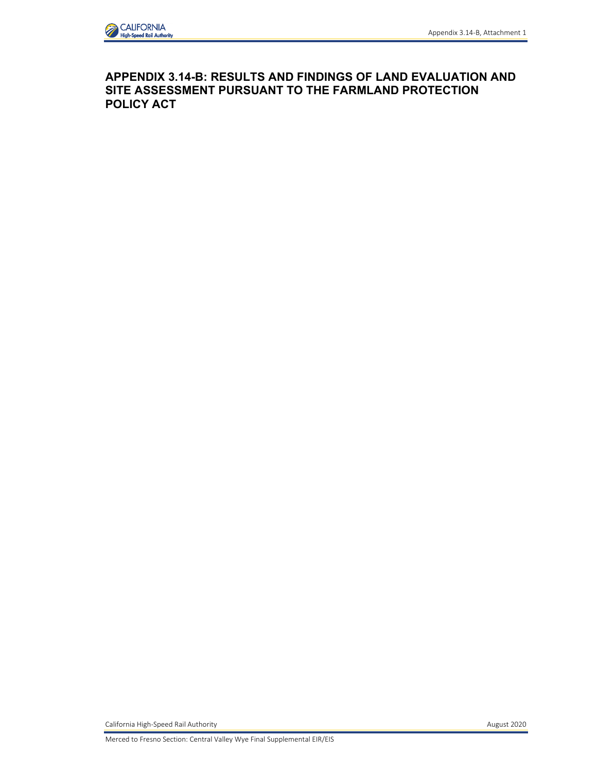# APPENDIX 3.14-B: RESULTS AND FINDINGS OF LAND EVALUATION AND SITE ASSESSMENT PURSUANT TO THE FARMLAND PROTECTION POLICY ACT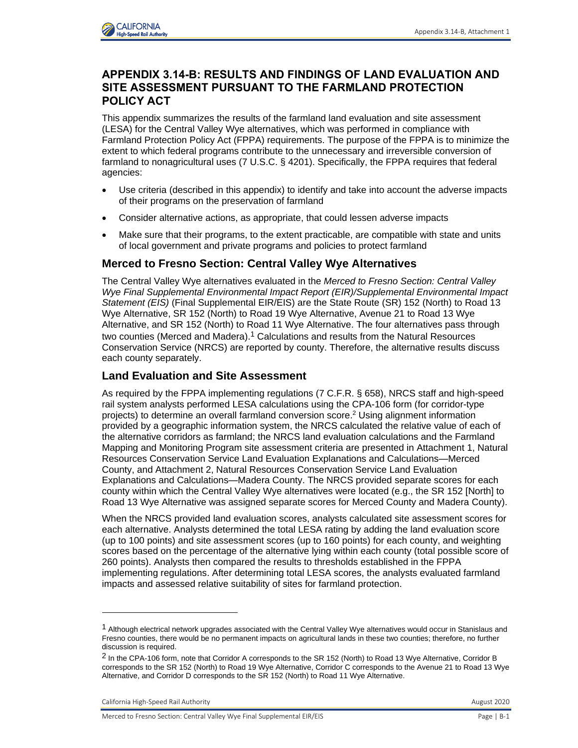## APPENDIX 3.14-B: RESULTS AND FINDINGS OF LAND EVALUATION AND SITE ASSESSMENT PURSUANT TO THE FARMLAND PROTECTION POLICY ACT

This appendix summarizes the results of the farmland land evaluation and site assessment (LESA) for the Central Valley Wye alternatives, which was performed in compliance with Farmland Protection Policy Act (FPPA) requirements. The purpose of the FPPA is to minimize the extent to which federal programs contribute to the unnecessary and irreversible conversion of farmland to nonagricultural uses (7 U.S.C. § 4201). Specifically, the FPPA requires that federal agencies:

- Use criteria (described in this appendix) to identify and take into account the adverse impacts of their programs on the preservation of farmland
- Consider alternative actions, as appropriate, that could lessen adverse impacts
- Make sure that their programs, to the extent practicable, are compatible with state and units of local government and private programs and policies to protect farmland

### Merced to Fresno Section: Central Valley Wye Alternatives

The Central Valley Wye alternatives evaluated in the *Merced to Fresno Section: Central Valley Wye Final Supplemental Environmental Impact Report (EIR)/Supplemental Environmental Impact Statement (EIS)* (Final Supplemental EIR/EIS) are the State Route (SR) 152 (North) to Road 13 Wye Alternative, SR 152 (North) to Road 19 Wye Alternative, Avenue 21 to Road 13 Wye Alternative, and SR 152 (North) to Road 11 Wye Alternative. The four alternatives pass through two counties (Merced and Madera).[1] Calculations and results from the Natural Resources Conservation Service (NRCS) are reported by county. Therefore, the alternative results discuss each county separately.

### Land Evaluation and Site Assessment

As required by the FPPA implementing regulations (7 C.F.R. § 658), NRCS staff and high-speed rail system analysts performed LESA calculations using the CPA-106 form (for corridor-type projects) to determine an overall farmland conversion score.[2] Using alignment information provided by a geographic information system, the NRCS calculated the relative value of each of the alternative corridors as farmland; the NRCS land evaluation calculations and the Farmland Mapping and Monitoring Program site assessment criteria are presented in Attachment 1, Natural Resources Conservation Service Land Evaluation Explanations and Calculations—Merced County, and Attachment 2, Natural Resources Conservation Service Land Evaluation Explanations and Calculations—Madera County. The NRCS provided separate scores for each county within which the Central Valley Wye alternatives were located (e.g., the SR 152 [North] to Road 13 Wye Alternative was assigned separate scores for Merced County and Madera County).

When the NRCS provided land evaluation scores, analysts calculated site assessment scores for each alternative. Analysts determined the total LESA rating by adding the land evaluation score (up to 100 points) and site assessment scores (up to 160 points) for each county, and weighting scores based on the percentage of the alternative lying within each county (total possible score of 260 points). Analysts then compared the results to thresholds established in the FPPA implementing regulations. After determining total LESA scores, the analysts evaluated farmland impacts and assessed relative suitability of sites for farmland protection.

---

[1] Although electrical network upgrades associated with the Central Valley Wye alternatives would occur in Stanislaus and Fresno counties, there would be no permanent impacts on agricultural lands in these two counties; therefore, no further discussion is required.

[2] In the CPA-106 form, note that Corridor A corresponds to the SR 152 (North) to Road 13 Wye Alternative, Corridor B corresponds to the SR 152 (North) to Road 19 Wye Alternative, Corridor C corresponds to the Avenue 21 to Road 13 Wye Alternative, and Corridor D corresponds to the SR 152 (North) to Road 11 Wye Alternative.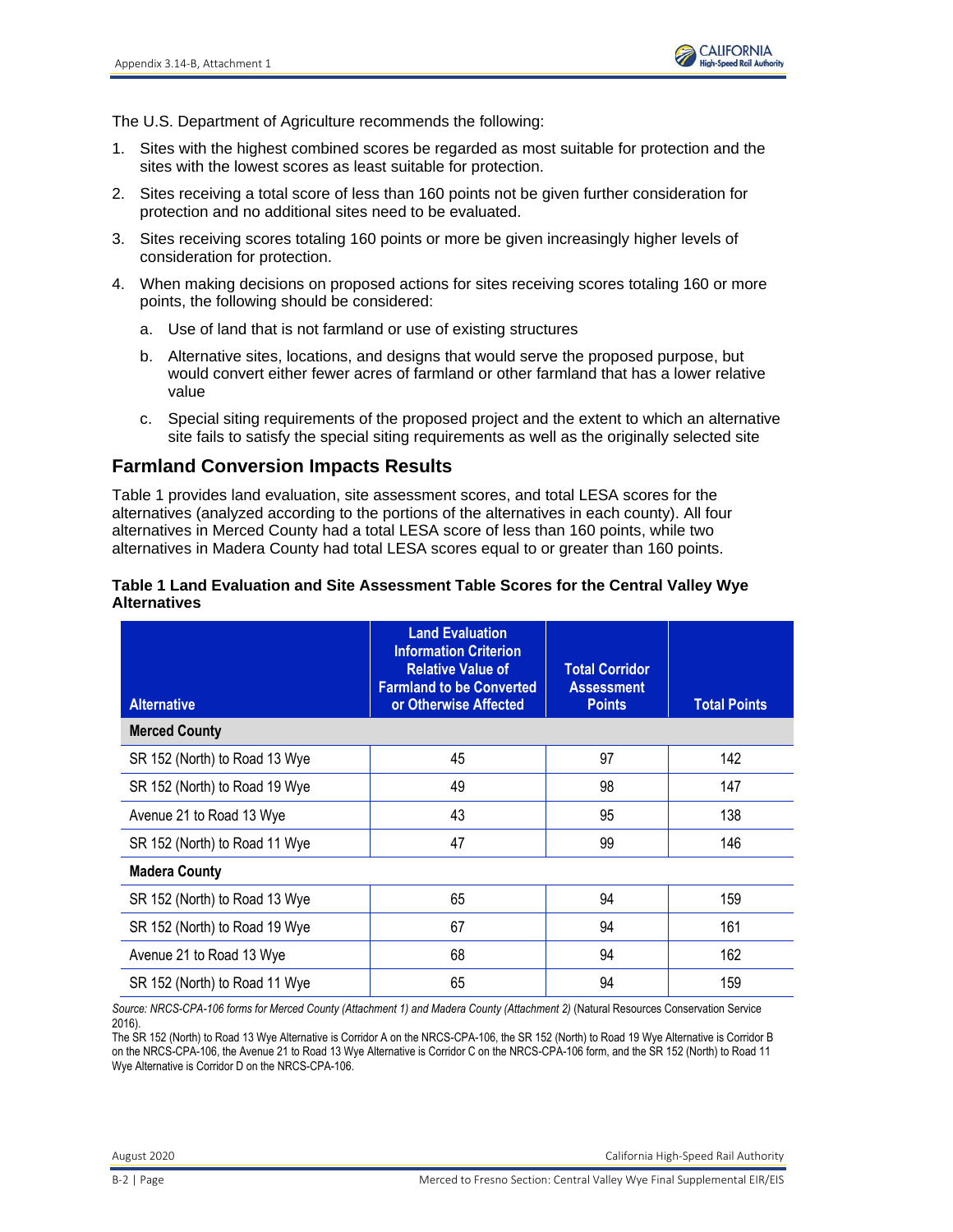The U.S. Department of Agriculture recommends the following:

1. Sites with the highest combined scores be regarded as most suitable for protection and the sites with the lowest scores as least suitable for protection.
2. Sites receiving a total score of less than 160 points not be given further consideration for protection and no additional sites need to be evaluated.
3. Sites receiving scores totaling 160 points or more be given increasingly higher levels of consideration for protection.
4. When making decisions on proposed actions for sites receiving scores totaling 160 or more points, the following should be considered:
    a. Use of land that is not farmland or use of existing structures
    b. Alternative sites, locations, and designs that would serve the proposed purpose, but would convert either fewer acres of farmland or other farmland that has a lower relative value
    c. Special siting requirements of the proposed project and the extent to which an alternative site fails to satisfy the special siting requirements as well as the originally selected site

## Farmland Conversion Impacts Results

Table 1 provides land evaluation, site assessment scores, and total LESA scores for the alternatives (analyzed according to the portions of the alternatives in each county). All four alternatives in Merced County had a total LESA score of less than 160 points, while two alternatives in Madera County had total LESA scores equal to or greater than 160 points.

**Table 1 Land Evaluation and Site Assessment Table Scores for the Central Valley Wye Alternatives**

| Alternative | Land Evaluation Information Criterion Relative Value of Farmland to be Converted or Otherwise Affected | Total Corridor Assessment Points | Total Points |
|---|---|---|---|
| **Merced County** | | | |
| SR 152 (North) to Road 13 Wye | 45 | 97 | 142 |
| SR 152 (North) to Road 19 Wye | 49 | 98 | 147 |
| Avenue 21 to Road 13 Wye | 43 | 95 | 138 |
| SR 152 (North) to Road 11 Wye | 47 | 99 | 146 |
| **Madera County** | | | |
| SR 152 (North) to Road 13 Wye | 65 | 94 | 159 |
| SR 152 (North) to Road 19 Wye | 67 | 94 | 161 |
| Avenue 21 to Road 13 Wye | 68 | 94 | 162 |
| SR 152 (North) to Road 11 Wye | 65 | 94 | 159 |

*Source: NRCS-CPA-106 forms for Merced County (Attachment 1) and Madera County (Attachment 2)* (Natural Resources Conservation Service 2016).

The SR 152 (North) to Road 13 Wye Alternative is Corridor A on the NRCS-CPA-106, the SR 152 (North) to Road 19 Wye Alternative is Corridor B on the NRCS-CPA-106, the Avenue 21 to Road 13 Wye Alternative is Corridor C on the NRCS-CPA-106 form, and the SR 152 (North) to Road 11 Wye Alternative is Corridor D on the NRCS-CPA-106.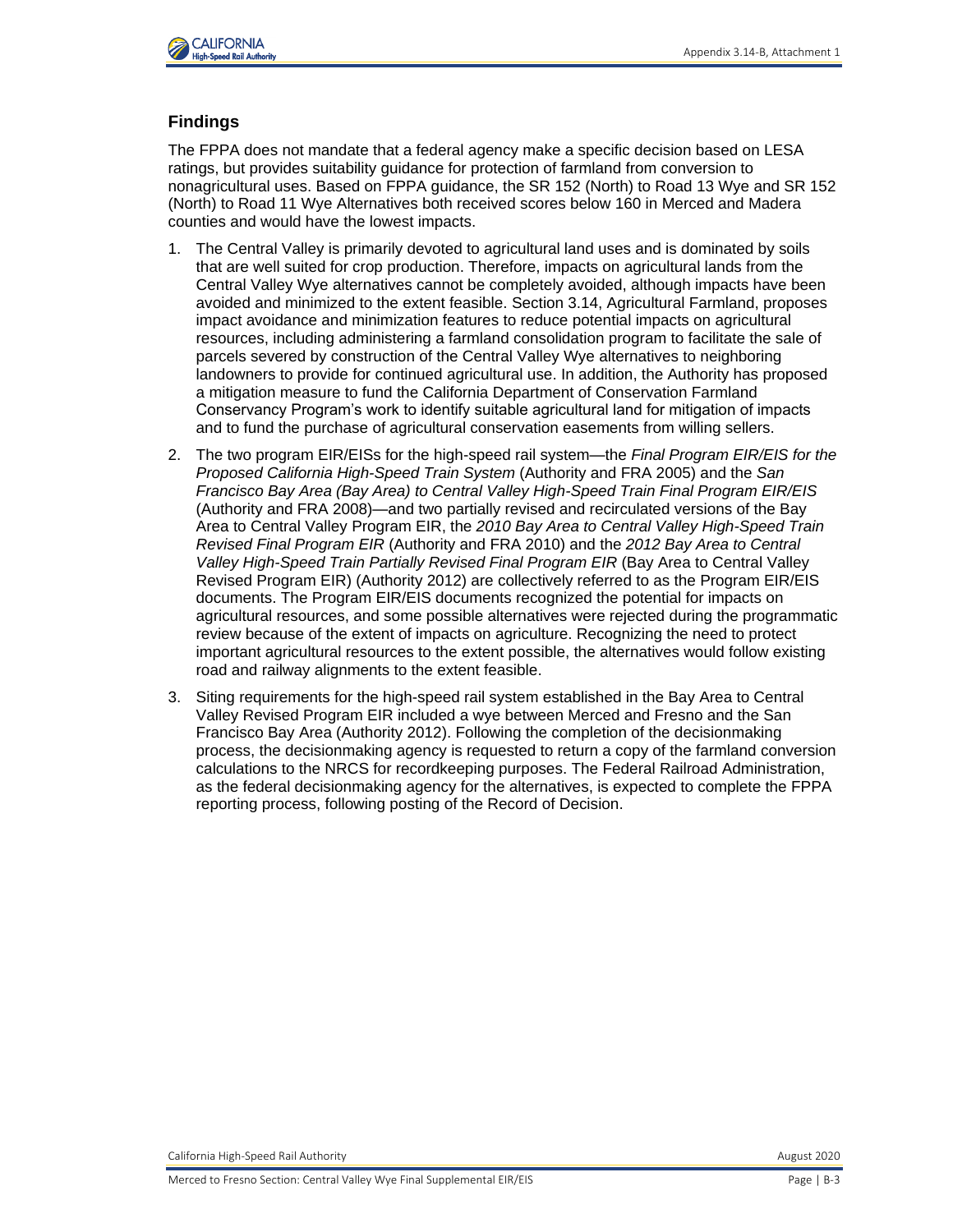## Findings

The FPPA does not mandate that a federal agency make a specific decision based on LESA ratings, but provides suitability guidance for protection of farmland from conversion to nonagricultural uses. Based on FPPA guidance, the SR 152 (North) to Road 13 Wye and SR 152 (North) to Road 11 Wye Alternatives both received scores below 160 in Merced and Madera counties and would have the lowest impacts.

1. The Central Valley is primarily devoted to agricultural land uses and is dominated by soils that are well suited for crop production. Therefore, impacts on agricultural lands from the Central Valley Wye alternatives cannot be completely avoided, although impacts have been avoided and minimized to the extent feasible. Section 3.14, Agricultural Farmland, proposes impact avoidance and minimization features to reduce potential impacts on agricultural resources, including administering a farmland consolidation program to facilitate the sale of parcels severed by construction of the Central Valley Wye alternatives to neighboring landowners to provide for continued agricultural use. In addition, the Authority has proposed a mitigation measure to fund the California Department of Conservation Farmland Conservancy Program's work to identify suitable agricultural land for mitigation of impacts and to fund the purchase of agricultural conservation easements from willing sellers.
2. The two program EIR/EISs for the high-speed rail system—the *Final Program EIR/EIS for the Proposed California High-Speed Train System* (Authority and FRA 2005) and the *San Francisco Bay Area (Bay Area) to Central Valley High-Speed Train Final Program EIR/EIS* (Authority and FRA 2008)—and two partially revised and recirculated versions of the Bay Area to Central Valley Program EIR, the *2010 Bay Area to Central Valley High-Speed Train Revised Final Program EIR* (Authority and FRA 2010) and the *2012 Bay Area to Central Valley High-Speed Train Partially Revised Final Program EIR* (Bay Area to Central Valley Revised Program EIR) (Authority 2012) are collectively referred to as the Program EIR/EIS documents. The Program EIR/EIS documents recognized the potential for impacts on agricultural resources, and some possible alternatives were rejected during the programmatic review because of the extent of impacts on agriculture. Recognizing the need to protect important agricultural resources to the extent possible, the alternatives would follow existing road and railway alignments to the extent feasible.
3. Siting requirements for the high-speed rail system established in the Bay Area to Central Valley Revised Program EIR included a wye between Merced and Fresno and the San Francisco Bay Area (Authority 2012). Following the completion of the decisionmaking process, the decisionmaking agency is requested to return a copy of the farmland conversion calculations to the NRCS for recordkeeping purposes. The Federal Railroad Administration, as the federal decisionmaking agency for the alternatives, is expected to complete the FPPA reporting process, following posting of the Record of Decision.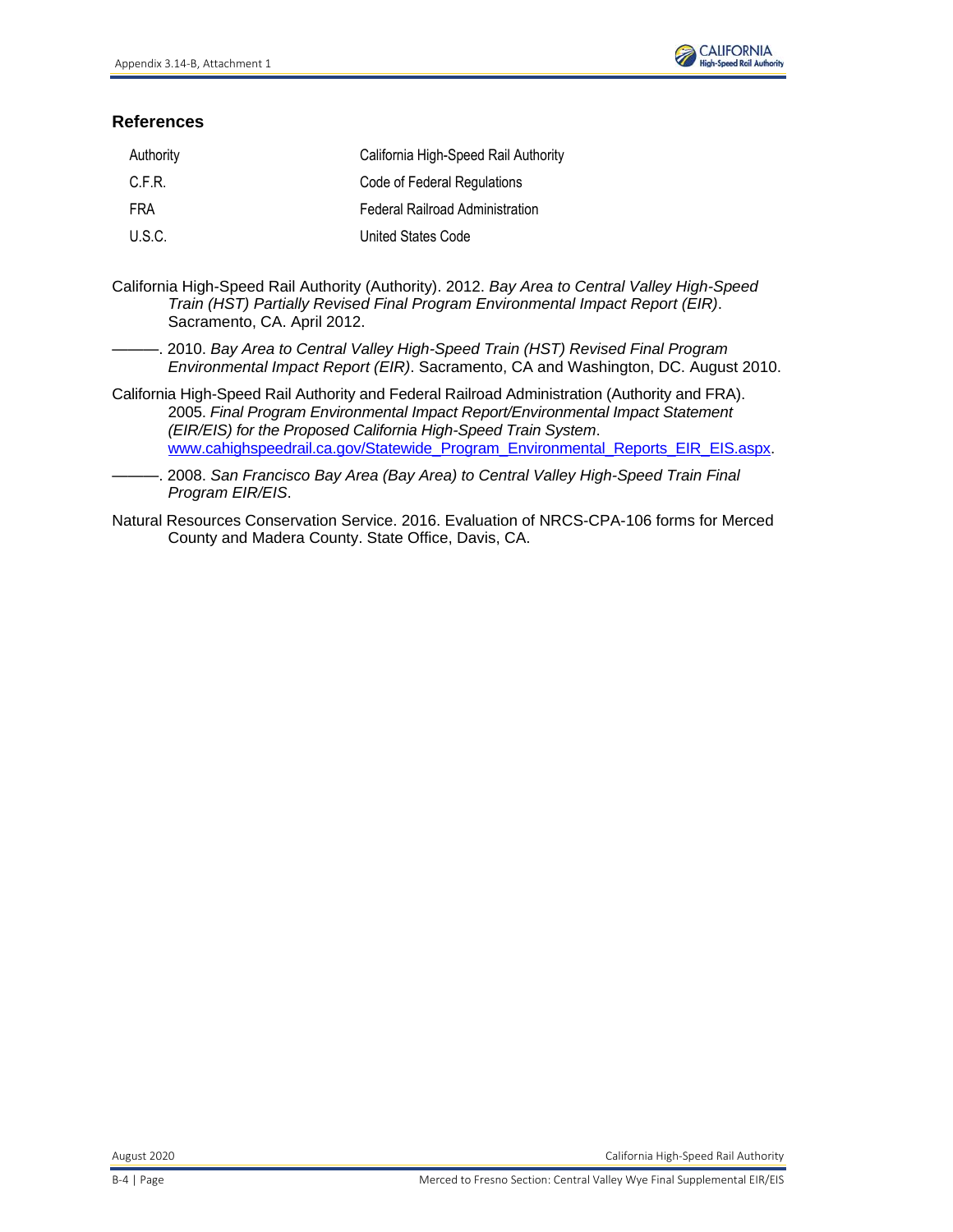## References

| | |
|---|---|
| Authority | California High-Speed Rail Authority |
| C.F.R. | Code of Federal Regulations |
| FRA | Federal Railroad Administration |
| U.S.C. | United States Code |

California High-Speed Rail Authority (Authority). 2012. *Bay Area to Central Valley High-Speed Train (HST) Partially Revised Final Program Environmental Impact Report (EIR)*. Sacramento, CA. April 2012.

———. 2010. *Bay Area to Central Valley High-Speed Train (HST) Revised Final Program Environmental Impact Report (EIR)*. Sacramento, CA and Washington, DC. August 2010.

California High-Speed Rail Authority and Federal Railroad Administration (Authority and FRA). 2005. *Final Program Environmental Impact Report/Environmental Impact Statement (EIR/EIS) for the Proposed California High-Speed Train System*. www.cahighspeedrail.ca.gov/Statewide_Program_Environmental_Reports_EIR_EIS.aspx.

———. 2008. *San Francisco Bay Area (Bay Area) to Central Valley High-Speed Train Final Program EIR/EIS*.

Natural Resources Conservation Service. 2016. Evaluation of NRCS-CPA-106 forms for Merced County and Madera County. State Office, Davis, CA.